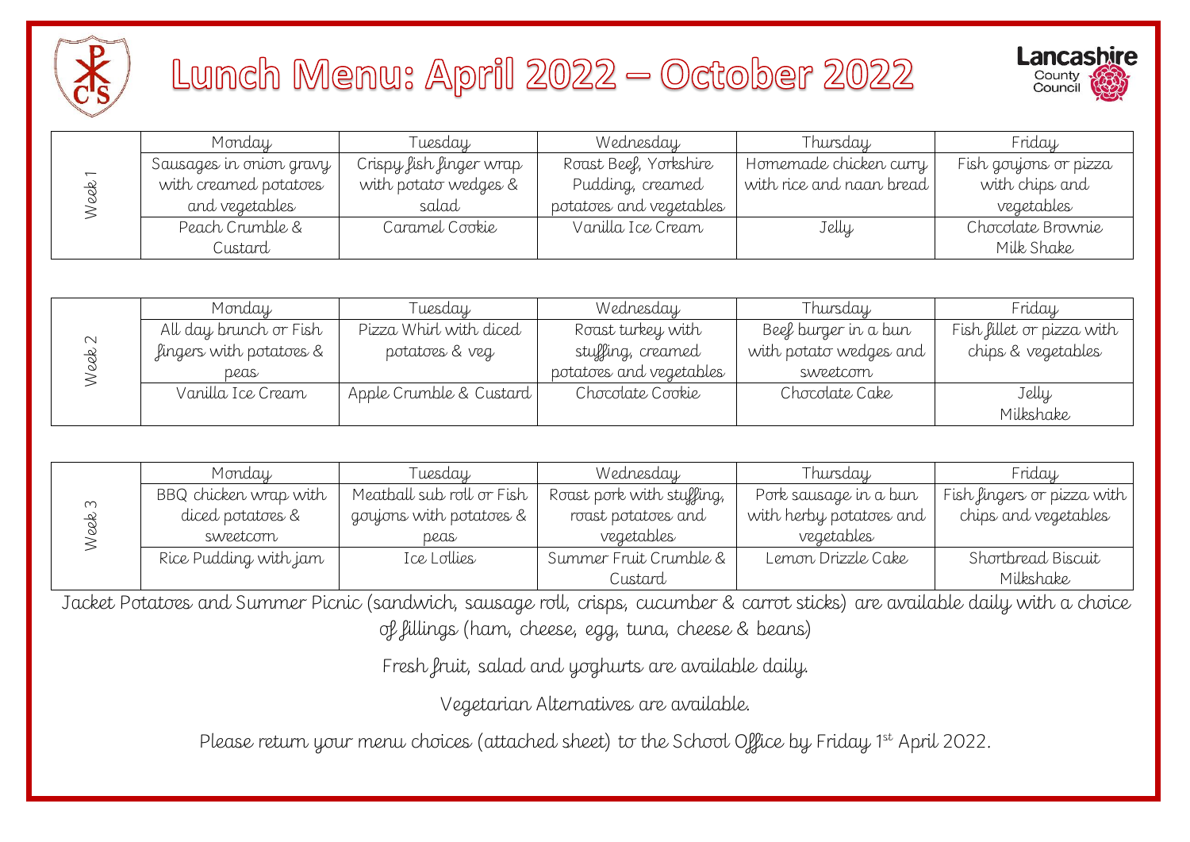# Lunch Menu: April 2022 – October 2022

| Week 1 | Monday | Tuesday | Wednesday | Thursday | Friday |
|---|---|---|---|---|---|
| | Sausages in onion gravy with creamed potatoes and vegetables | Crispy fish finger wrap with potato wedges & salad | Roast Beef, Yorkshire Pudding, creamed potatoes and vegetables | Homemade chicken curry with rice and naan bread | Fish goujons or pizza with chips and vegetables |
| | Peach Crumble & Custard | Caramel Cookie | Vanilla Ice Cream | Jelly | Chocolate Brownie Milk Shake |

| Week 2 | Monday | Tuesday | Wednesday | Thursday | Friday |
|---|---|---|---|---|---|
| | All day brunch or Fish fingers with potatoes & peas | Pizza Whirl with diced potatoes & veg | Roast turkey with stuffing, creamed potatoes and vegetables | Beef burger in a bun with potato wedges and sweetcorn | Fish fillet or pizza with chips & vegetables |
| | Vanilla Ice Cream | Apple Crumble & Custard | Chocolate Cookie | Chocolate Cake | Jelly Milkshake |

| Week 3 | Monday | Tuesday | Wednesday | Thursday | Friday |
|---|---|---|---|---|---|
| | BBQ chicken wrap with diced potatoes & sweetcorn | Meatball sub roll or Fish goujons with potatoes & peas | Roast pork with stuffing, roast potatoes and vegetables | Pork sausage in a bun with herby potatoes and vegetables | Fish fingers or pizza with chips and vegetables |
| | Rice Pudding with jam | Ice Lollies | Summer Fruit Crumble & Custard | Lemon Drizzle Cake | Shortbread Biscuit Milkshake |

Jacket Potatoes and Summer Picnic (sandwich, sausage roll, crisps, cucumber & carrot sticks) are available daily with a choice of fillings (ham, cheese, egg, tuna, cheese & beans)

Fresh fruit, salad and yoghurts are available daily.

Vegetarian Alternatives are available.

Please return your menu choices (attached sheet) to the School Office by Friday 1st April 2022.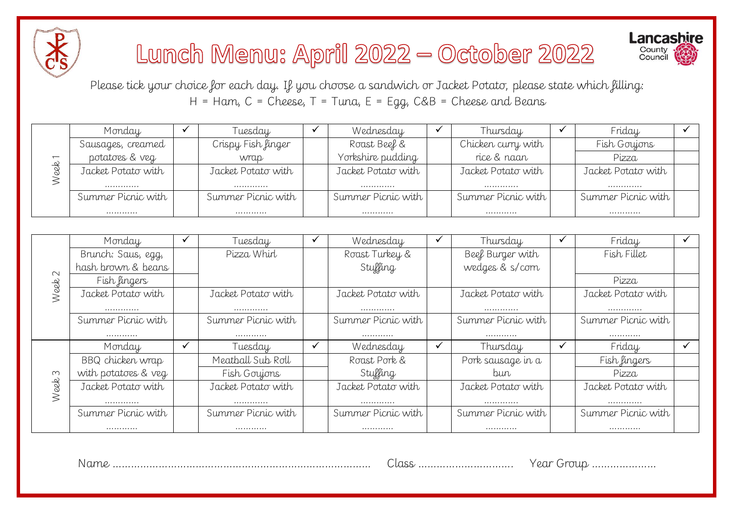# Lunch Menu: April 2022 – October 2022

Please tick your choice for each day. If you choose a sandwich or Jacket Potato, please state which filling:
H = Ham, C = Cheese, T = Tuna, E = Egg, C&B = Cheese and Beans

| Week 1 | Monday | ✓ | Tuesday | ✓ | Wednesday | ✓ | Thursday | ✓ | Friday | ✓ |
|---|---|---|---|---|---|---|---|---|---|---|
| | Sausages, creamed potatoes & veg | | Crispy Fish finger wrap | | Roast Beef & Yorkshire pudding | | Chicken curry with rice & naan | | Fish Goujons | |
| | | | | | | | | | Pizza | |
| | Jacket Potato with ………… | | Jacket Potato with ………… | | Jacket Potato with ………… | | Jacket Potato with ………… | | Jacket Potato with ………… | |
| | Summer Picnic with ………… | | Summer Picnic with ………… | | Summer Picnic with ………… | | Summer Picnic with ………… | | Summer Picnic with ………… | |

| Week 2 | Monday | ✓ | Tuesday | ✓ | Wednesday | ✓ | Thursday | ✓ | Friday | ✓ |
|---|---|---|---|---|---|---|---|---|---|---|
| | Brunch: Saus, egg, hash brown & beans | | Pizza Whirl | | Roast Turkey & Stuffing | | Beef Burger with wedges & s/corn | | Fish Fillet | |
| | Fish fingers | | | | | | | | Pizza | |
| | Jacket Potato with ………… | | Jacket Potato with ………… | | Jacket Potato with ………… | | Jacket Potato with ………… | | Jacket Potato with ………… | |
| | Summer Picnic with ………… | | Summer Picnic with ………… | | Summer Picnic with ………… | | Summer Picnic with ………… | | Summer Picnic with ………… | |

| Week 3 | Monday | ✓ | Tuesday | ✓ | Wednesday | ✓ | Thursday | ✓ | Friday | ✓ |
|---|---|---|---|---|---|---|---|---|---|---|
| | BBQ chicken wrap with potatoes & veg | | Meatball Sub Roll | | Roast Pork & Stuffing | | Pork sausage in a bun | | Fish fingers | |
| | | | Fish Goujons | | | | | | Pizza | |
| | Jacket Potato with ………… | | Jacket Potato with ………… | | Jacket Potato with ………… | | Jacket Potato with ………… | | Jacket Potato with ………… | |
| | Summer Picnic with ………… | | Summer Picnic with ………… | | Summer Picnic with ………… | | Summer Picnic with ………… | | Summer Picnic with ………… | |

Name …………………………………………………………………………… Class ………………………… Year Group …………………